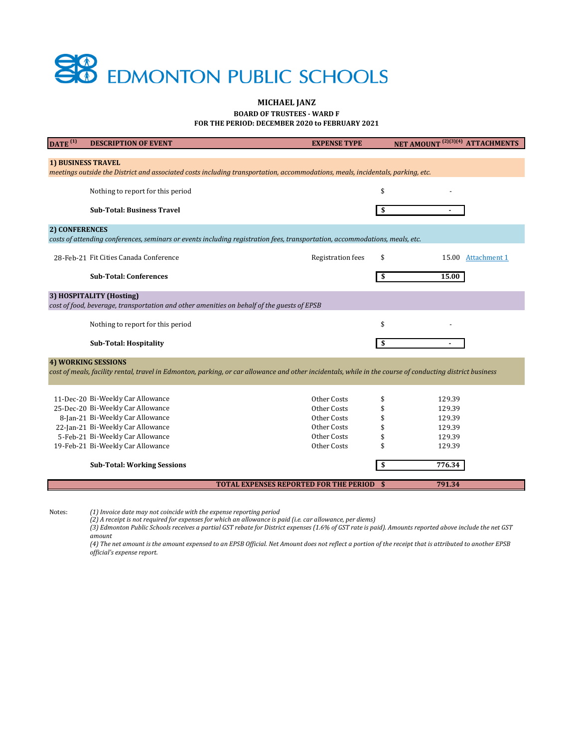# EDMONTON PUBLIC SCHOOLS

**MICHAEL JANZ**

**BOARD OF TRUSTEES - WARD F**

**FOR THE PERIOD: DECEMBER 2020 to FEBRUARY 2021**

| DATE [1] | DESCRIPTION OF EVENT | EXPENSE TYPE | | NET AMOUNT [2][3][4] | ATTACHMENTS |
|---|---|---|---|---|---|
| **1) BUSINESS TRAVEL** | | | | | |
| *meetings outside the District and associated costs including transportation, accommodations, meals, incidentals, parking, etc.* | | | | | |
| | Nothing to report for this period | | $ | - | |
| | **Sub-Total: Business Travel** | | **$** | **-** | |
| **2) CONFERENCES** | | | | | |
| *costs of attending conferences, seminars or events including registration fees, transportation, accommodations, meals, etc.* | | | | | |
| 28-Feb-21 | Fit Cities Canada Conference | Registration fees | $ | 15.00 | Attachment 1 |
| | **Sub-Total: Conferences** | | **$** | **15.00** | |
| **3) HOSPITALITY (Hosting)** | | | | | |
| *cost of food, beverage, transportation and other amenities on behalf of the guests of EPSB* | | | | | |
| | Nothing to report for this period | | $ | - | |
| | **Sub-Total: Hospitality** | | **$** | **-** | |
| **4) WORKING SESSIONS** | | | | | |
| *cost of meals, facility rental, travel in Edmonton, parking, or car allowance and other incidentals, while in the course of conducting district business* | | | | | |
| 11-Dec-20 | Bi-Weekly Car Allowance | Other Costs | $ | 129.39 | |
| 25-Dec-20 | Bi-Weekly Car Allowance | Other Costs | $ | 129.39 | |
| 8-Jan-21 | Bi-Weekly Car Allowance | Other Costs | $ | 129.39 | |
| 22-Jan-21 | Bi-Weekly Car Allowance | Other Costs | $ | 129.39 | |
| 5-Feb-21 | Bi-Weekly Car Allowance | Other Costs | $ | 129.39 | |
| 19-Feb-21 | Bi-Weekly Car Allowance | Other Costs | $ | 129.39 | |
| | **Sub-Total: Working Sessions** | | **$** | **776.34** | |
| | | **TOTAL EXPENSES REPORTED FOR THE PERIOD** | **$** | **791.34** | |

Notes:

*(1) Invoice date may not coincide with the expense reporting period*

*(2) A receipt is not required for expenses for which an allowance is paid (i.e. car allowance, per diems)*

*(3) Edmonton Public Schools receives a partial GST rebate for District expenses (1.6% of GST rate is paid). Amounts reported above include the net GST amount*

*(4) The net amount is the amount expensed to an EPSB Official. Net Amount does not reflect a portion of the receipt that is attributed to another EPSB official's expense report.*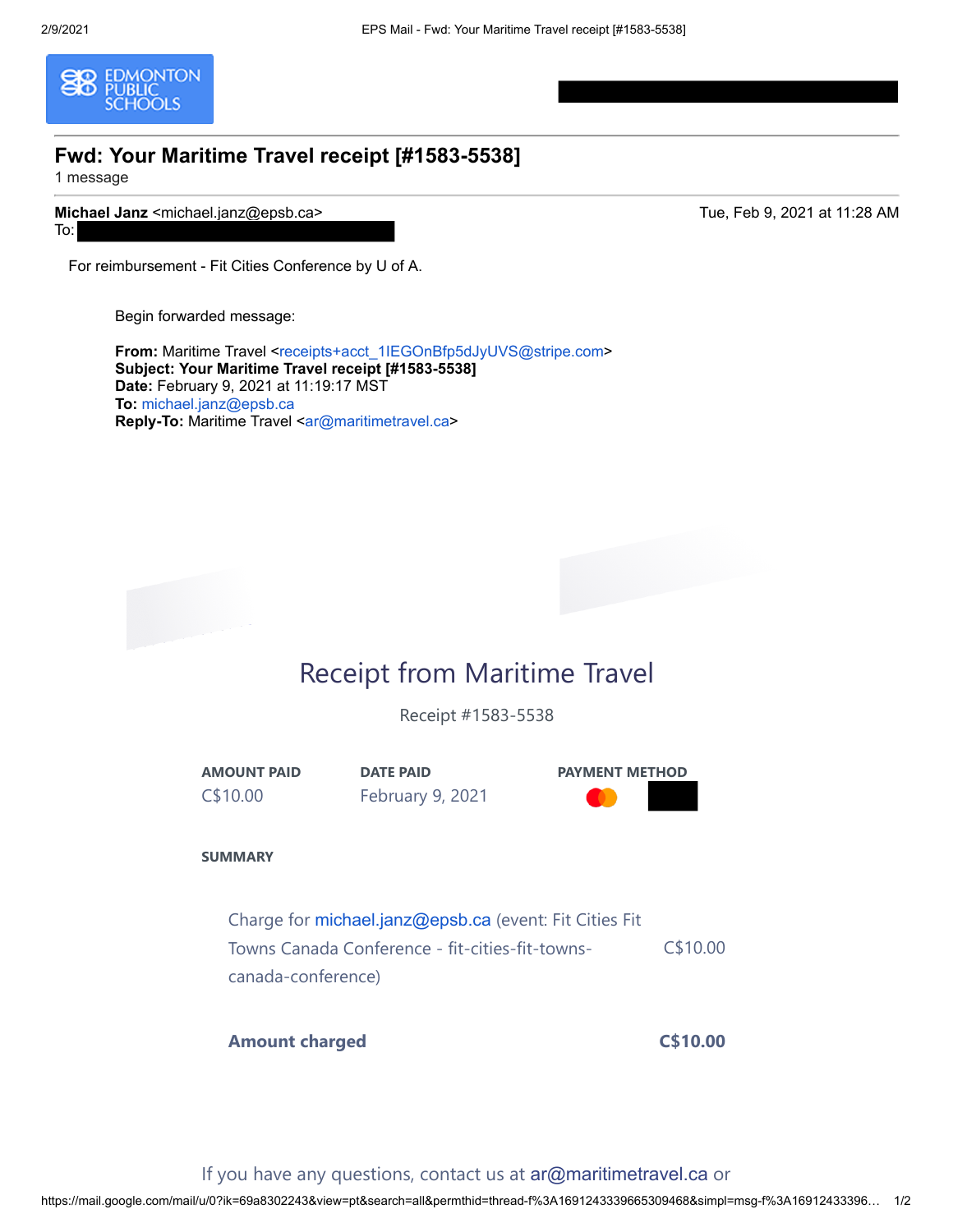# Fwd: Your Maritime Travel receipt [#1583-5538]

1 message

**Michael Janz** <michael.janz@epsb.ca> — Tue, Feb 9, 2021 at 11:28 AM

To:

For reimbursement - Fit Cities Conference by U of A.

Begin forwarded message:

**From:** Maritime Travel <receipts+acct_1IEGOnBfp5dJyUVS@stripe.com>
**Subject: Your Maritime Travel receipt [#1583-5538]**
**Date:** February 9, 2021 at 11:19:17 MST
**To:** michael.janz@epsb.ca
**Reply-To:** Maritime Travel <ar@maritimetravel.ca>

## Receipt from Maritime Travel

Receipt #1583-5538

| AMOUNT PAID | DATE PAID | PAYMENT METHOD |
|---|---|---|
| C$10.00 | February 9, 2021 | |

**SUMMARY**

| | |
|---|---|
| Charge for michael.janz@epsb.ca (event: Fit Cities Fit Towns Canada Conference - fit-cities-fit-towns-canada-conference) | C$10.00 |
| **Amount charged** | **C$10.00** |

If you have any questions, contact us at ar@maritimetravel.ca or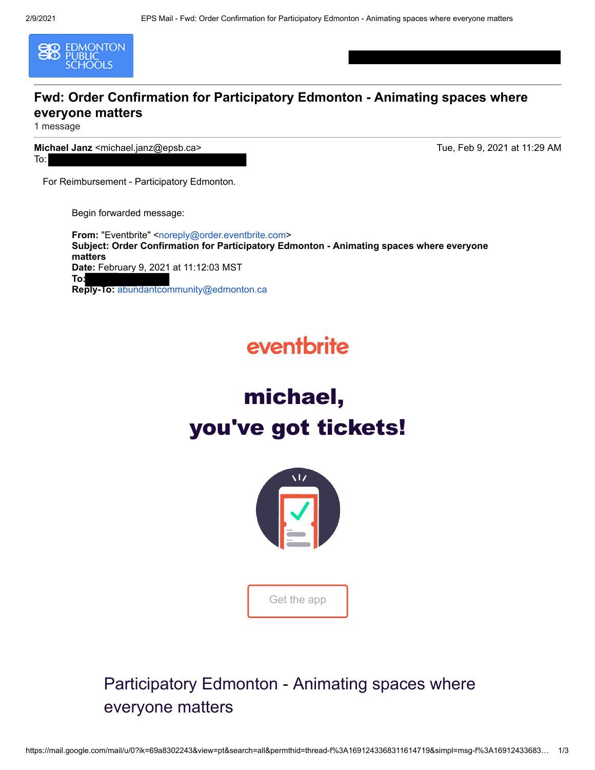# Fwd: Order Confirmation for Participatory Edmonton - Animating spaces where everyone matters

1 message

**Michael Janz** <michael.janz@epsb.ca> — Tue, Feb 9, 2021 at 11:29 AM

To:

For Reimbursement - Participatory Edmonton.

Begin forwarded message:

**From:** "Eventbrite" <noreply@order.eventbrite.com>
**Subject: Order Confirmation for Participatory Edmonton - Animating spaces where everyone matters**
**Date:** February 9, 2021 at 11:12:03 MST
**To:**
**Reply-To:** abundantcommunity@edmonton.ca

eventbrite

# michael,
# you've got tickets!

Get the app

## Participatory Edmonton - Animating spaces where everyone matters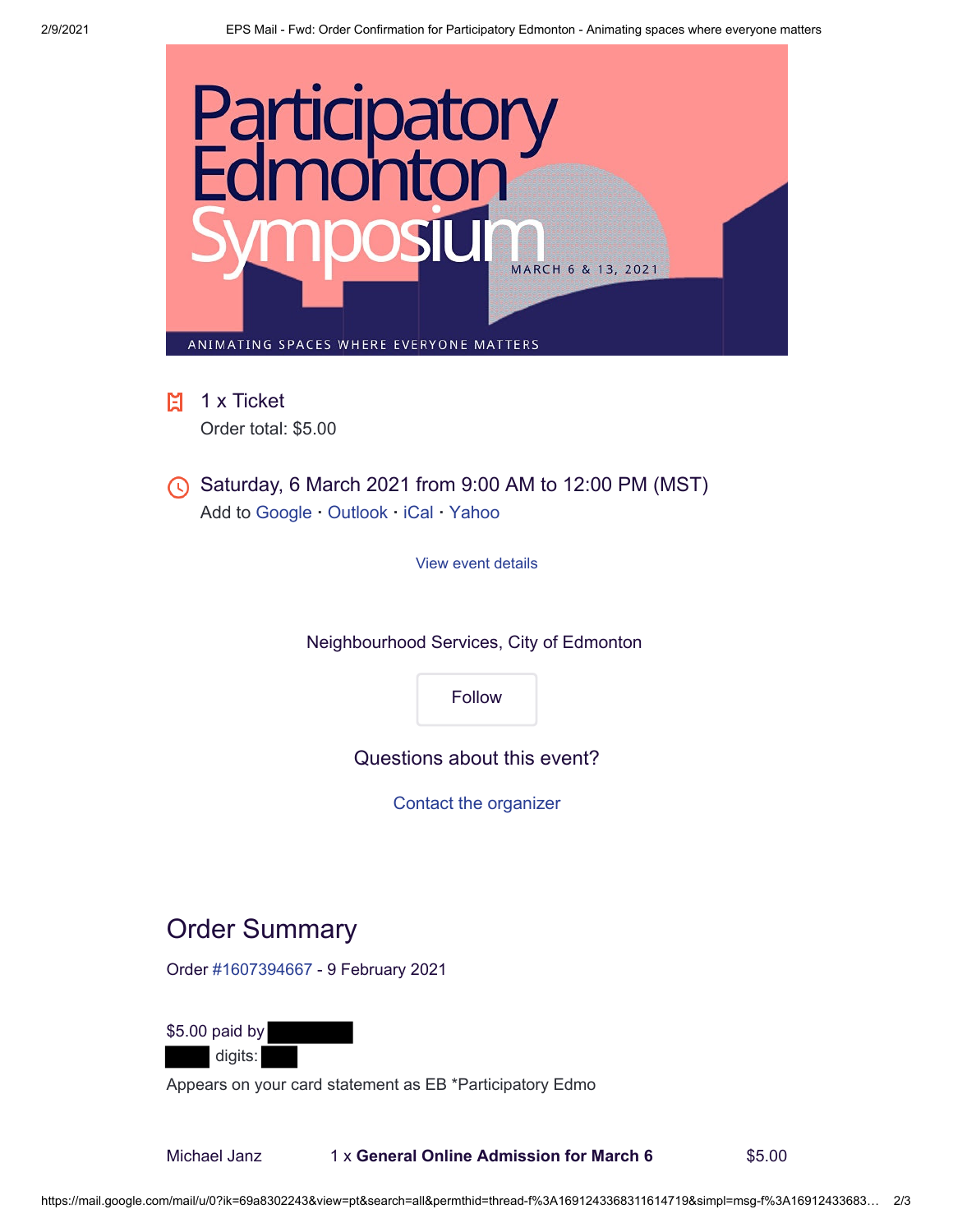Participatory Edmonton Symposium

MARCH 6 & 13, 2021

ANIMATING SPACES WHERE EVERYONE MATTERS

1 x Ticket

Order total: $5.00

Saturday, 6 March 2021 from 9:00 AM to 12:00 PM (MST)

Add to Google · Outlook · iCal · Yahoo

View event details

Neighbourhood Services, City of Edmonton

Follow

Questions about this event?

Contact the organizer

## Order Summary

Order #1607394667 - 9 February 2021

$5.00 paid by
digits:

Appears on your card statement as EB *Participatory Edmo

| Michael Janz | 1 x **General Online Admission for March 6** | $5.00 |
|---|---|---|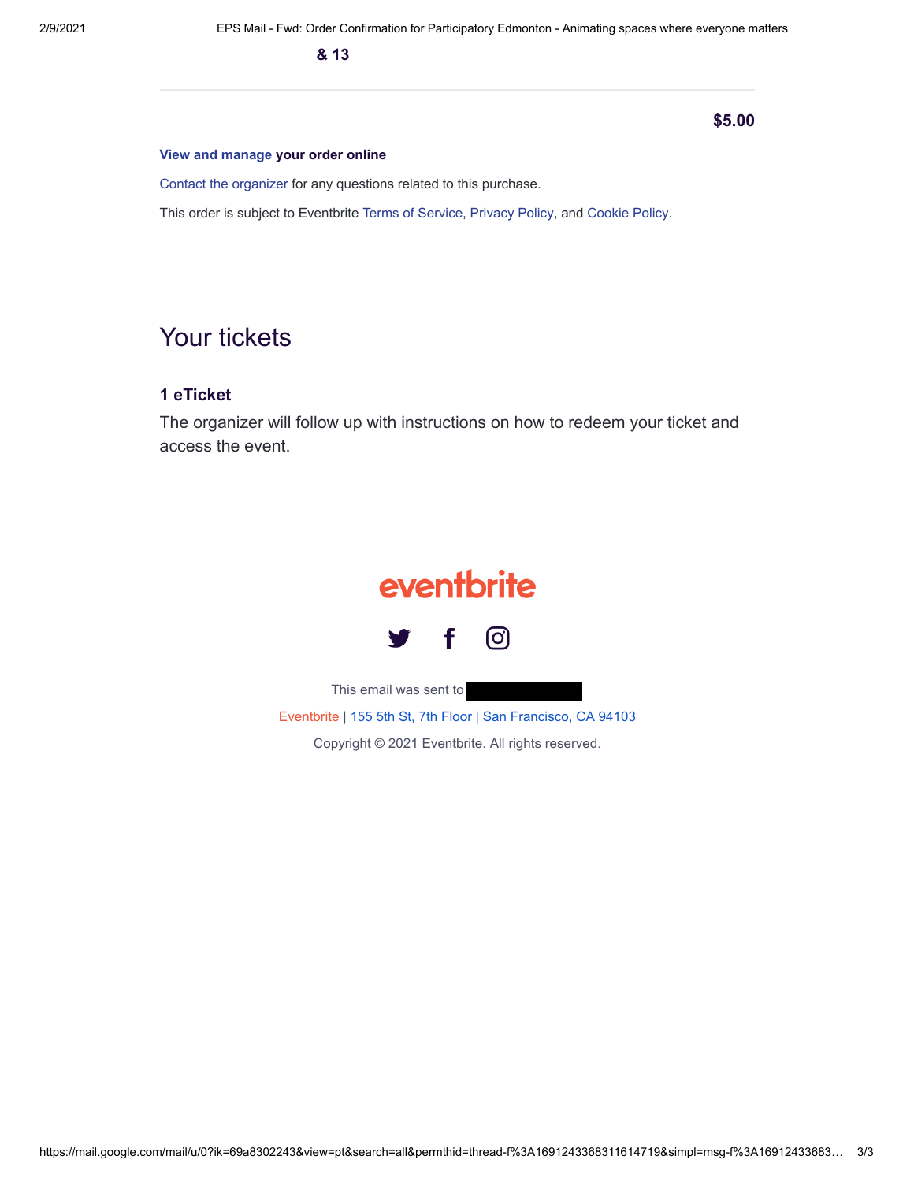**& 13**

---

**$5.00**

**View and manage your order online**

Contact the organizer for any questions related to this purchase.

This order is subject to Eventbrite Terms of Service, Privacy Policy, and Cookie Policy.

## Your tickets

**1 eTicket**

The organizer will follow up with instructions on how to redeem your ticket and access the event.

eventbrite

This email was sent to

Eventbrite | 155 5th St, 7th Floor | San Francisco, CA 94103

Copyright © 2021 Eventbrite. All rights reserved.